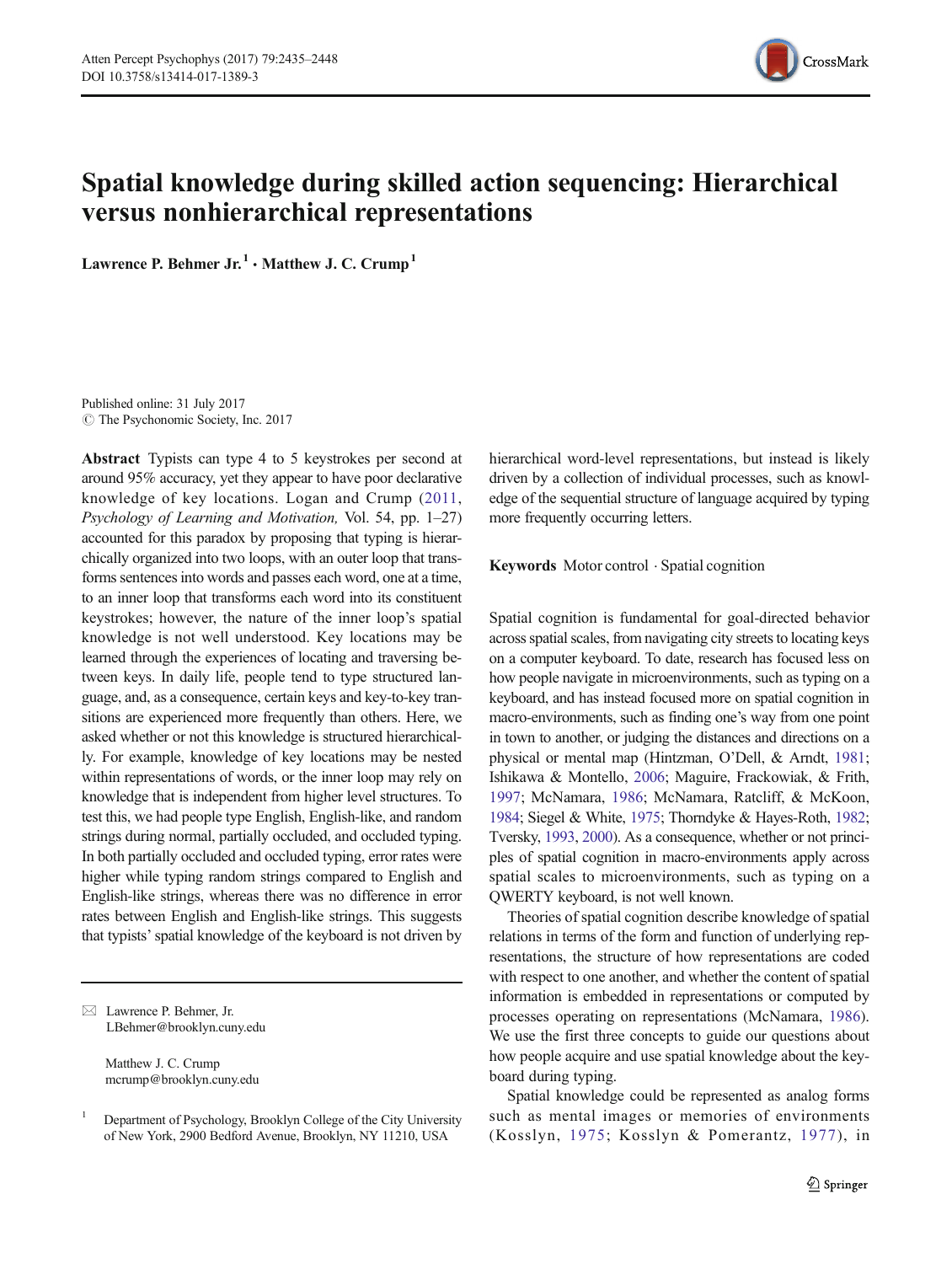# Spatial knowledge during skilled action sequencing: Hierarchical versus nonhierarchical representations

**Lawrence P. Behmer Jr.**[1] **· Matthew J. C. Crump**[1]

Published online: 31 July 2017
© The Psychonomic Society, Inc. 2017

**Abstract** Typists can type 4 to 5 keystrokes per second at around 95% accuracy, yet they appear to have poor declarative knowledge of key locations. Logan and Crump (2011, *Psychology of Learning and Motivation,* Vol. 54, pp. 1–27) accounted for this paradox by proposing that typing is hierarchically organized into two loops, with an outer loop that transforms sentences into words and passes each word, one at a time, to an inner loop that transforms each word into its constituent keystrokes; however, the nature of the inner loop's spatial knowledge is not well understood. Key locations may be learned through the experiences of locating and traversing between keys. In daily life, people tend to type structured language, and, as a consequence, certain keys and key-to-key transitions are experienced more frequently than others. Here, we asked whether or not this knowledge is structured hierarchically. For example, knowledge of key locations may be nested within representations of words, or the inner loop may rely on knowledge that is independent from higher level structures. To test this, we had people type English, English-like, and random strings during normal, partially occluded, and occluded typing. In both partially occluded and occluded typing, error rates were higher while typing random strings compared to English and English-like strings, whereas there was no difference in error rates between English and English-like strings. This suggests that typists' spatial knowledge of the keyboard is not driven by hierarchical word-level representations, but instead is likely driven by a collection of individual processes, such as knowledge of the sequential structure of language acquired by typing more frequently occurring letters.

**Keywords** Motor control · Spatial cognition

✉ Lawrence P. Behmer, Jr.
LBehmer@brooklyn.cuny.edu

Matthew J. C. Crump
mcrump@brooklyn.cuny.edu

[1] Department of Psychology, Brooklyn College of the City University of New York, 2900 Bedford Avenue, Brooklyn, NY 11210, USA

Spatial cognition is fundamental for goal-directed behavior across spatial scales, from navigating city streets to locating keys on a computer keyboard. To date, research has focused less on how people navigate in microenvironments, such as typing on a keyboard, and has instead focused more on spatial cognition in macro-environments, such as finding one's way from one point in town to another, or judging the distances and directions on a physical or mental map (Hintzman, O'Dell, & Arndt, 1981; Ishikawa & Montello, 2006; Maguire, Frackowiak, & Frith, 1997; McNamara, 1986; McNamara, Ratcliff, & McKoon, 1984; Siegel & White, 1975; Thorndyke & Hayes-Roth, 1982; Tversky, 1993, 2000). As a consequence, whether or not principles of spatial cognition in macro-environments apply across spatial scales to microenvironments, such as typing on a QWERTY keyboard, is not well known.

Theories of spatial cognition describe knowledge of spatial relations in terms of the form and function of underlying representations, the structure of how representations are coded with respect to one another, and whether the content of spatial information is embedded in representations or computed by processes operating on representations (McNamara, 1986). We use the first three concepts to guide our questions about how people acquire and use spatial knowledge about the keyboard during typing.

Spatial knowledge could be represented as analog forms such as mental images or memories of environments (Kosslyn, 1975; Kosslyn & Pomerantz, 1977), in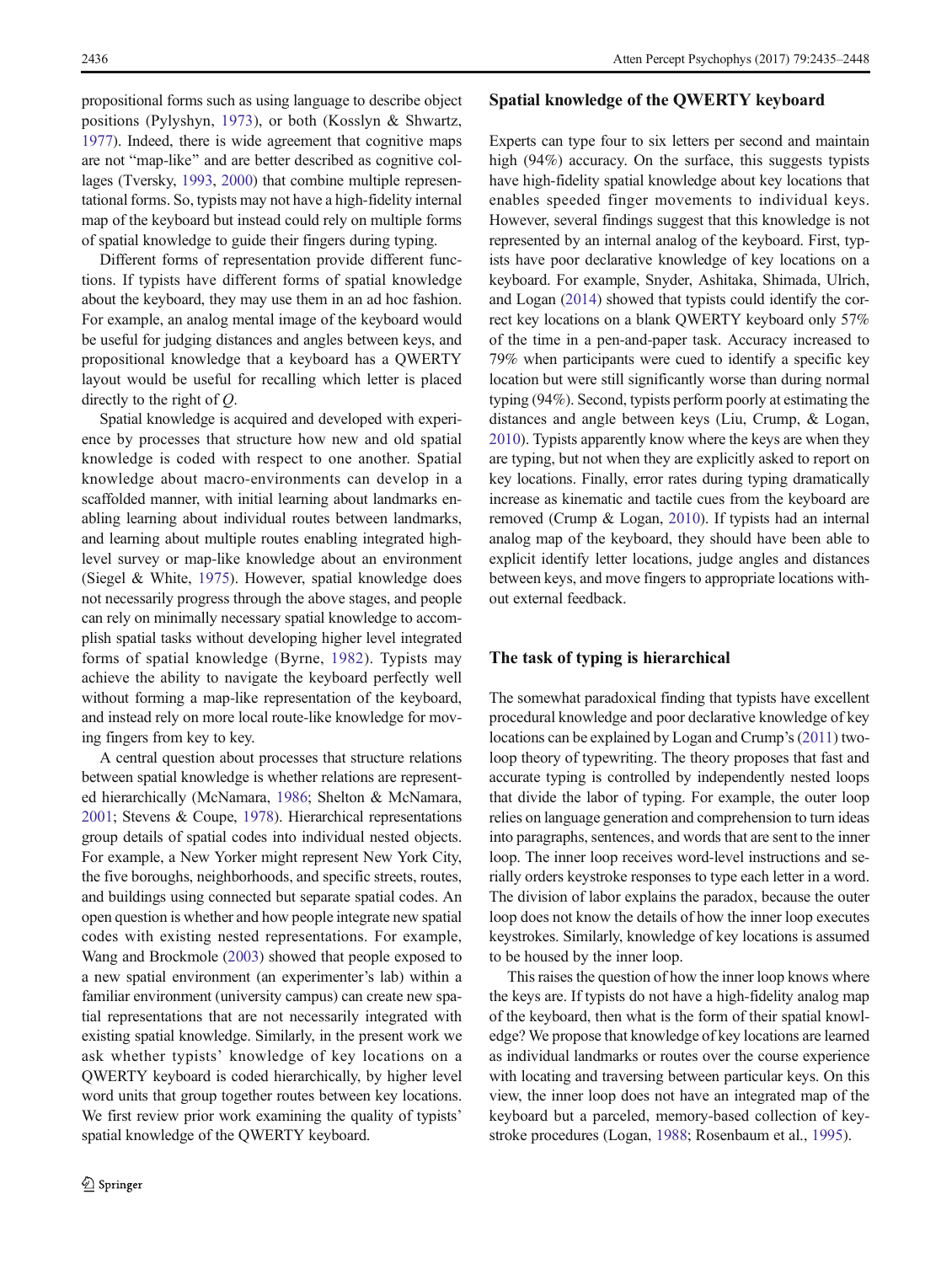propositional forms such as using language to describe object positions (Pylyshyn, 1973), or both (Kosslyn & Shwartz, 1977). Indeed, there is wide agreement that cognitive maps are not "map-like" and are better described as cognitive collages (Tversky, 1993, 2000) that combine multiple representational forms. So, typists may not have a high-fidelity internal map of the keyboard but instead could rely on multiple forms of spatial knowledge to guide their fingers during typing.

Different forms of representation provide different functions. If typists have different forms of spatial knowledge about the keyboard, they may use them in an ad hoc fashion. For example, an analog mental image of the keyboard would be useful for judging distances and angles between keys, and propositional knowledge that a keyboard has a QWERTY layout would be useful for recalling which letter is placed directly to the right of *Q*.

Spatial knowledge is acquired and developed with experience by processes that structure how new and old spatial knowledge is coded with respect to one another. Spatial knowledge about macro-environments can develop in a scaffolded manner, with initial learning about landmarks enabling learning about individual routes between landmarks, and learning about multiple routes enabling integrated high-level survey or map-like knowledge about an environment (Siegel & White, 1975). However, spatial knowledge does not necessarily progress through the above stages, and people can rely on minimally necessary spatial knowledge to accomplish spatial tasks without developing higher level integrated forms of spatial knowledge (Byrne, 1982). Typists may achieve the ability to navigate the keyboard perfectly well without forming a map-like representation of the keyboard, and instead rely on more local route-like knowledge for moving fingers from key to key.

A central question about processes that structure relations between spatial knowledge is whether relations are represented hierarchically (McNamara, 1986; Shelton & McNamara, 2001; Stevens & Coupe, 1978). Hierarchical representations group details of spatial codes into individual nested objects. For example, a New Yorker might represent New York City, the five boroughs, neighborhoods, and specific streets, routes, and buildings using connected but separate spatial codes. An open question is whether and how people integrate new spatial codes with existing nested representations. For example, Wang and Brockmole (2003) showed that people exposed to a new spatial environment (an experimenter's lab) within a familiar environment (university campus) can create new spatial representations that are not necessarily integrated with existing spatial knowledge. Similarly, in the present work we ask whether typists' knowledge of key locations on a QWERTY keyboard is coded hierarchically, by higher level word units that group together routes between key locations. We first review prior work examining the quality of typists' spatial knowledge of the QWERTY keyboard.

## Spatial knowledge of the QWERTY keyboard

Experts can type four to six letters per second and maintain high (94%) accuracy. On the surface, this suggests typists have high-fidelity spatial knowledge about key locations that enables speeded finger movements to individual keys. However, several findings suggest that this knowledge is not represented by an internal analog of the keyboard. First, typists have poor declarative knowledge of key locations on a keyboard. For example, Snyder, Ashitaka, Shimada, Ulrich, and Logan (2014) showed that typists could identify the correct key locations on a blank QWERTY keyboard only 57% of the time in a pen-and-paper task. Accuracy increased to 79% when participants were cued to identify a specific key location but were still significantly worse than during normal typing (94%). Second, typists perform poorly at estimating the distances and angle between keys (Liu, Crump, & Logan, 2010). Typists apparently know where the keys are when they are typing, but not when they are explicitly asked to report on key locations. Finally, error rates during typing dramatically increase as kinematic and tactile cues from the keyboard are removed (Crump & Logan, 2010). If typists had an internal analog map of the keyboard, they should have been able to explicit identify letter locations, judge angles and distances between keys, and move fingers to appropriate locations without external feedback.

## The task of typing is hierarchical

The somewhat paradoxical finding that typists have excellent procedural knowledge and poor declarative knowledge of key locations can be explained by Logan and Crump's (2011) two-loop theory of typewriting. The theory proposes that fast and accurate typing is controlled by independently nested loops that divide the labor of typing. For example, the outer loop relies on language generation and comprehension to turn ideas into paragraphs, sentences, and words that are sent to the inner loop. The inner loop receives word-level instructions and serially orders keystroke responses to type each letter in a word. The division of labor explains the paradox, because the outer loop does not know the details of how the inner loop executes keystrokes. Similarly, knowledge of key locations is assumed to be housed by the inner loop.

This raises the question of how the inner loop knows where the keys are. If typists do not have a high-fidelity analog map of the keyboard, then what is the form of their spatial knowledge? We propose that knowledge of key locations are learned as individual landmarks or routes over the course experience with locating and traversing between particular keys. On this view, the inner loop does not have an integrated map of the keyboard but a parceled, memory-based collection of keystroke procedures (Logan, 1988; Rosenbaum et al., 1995).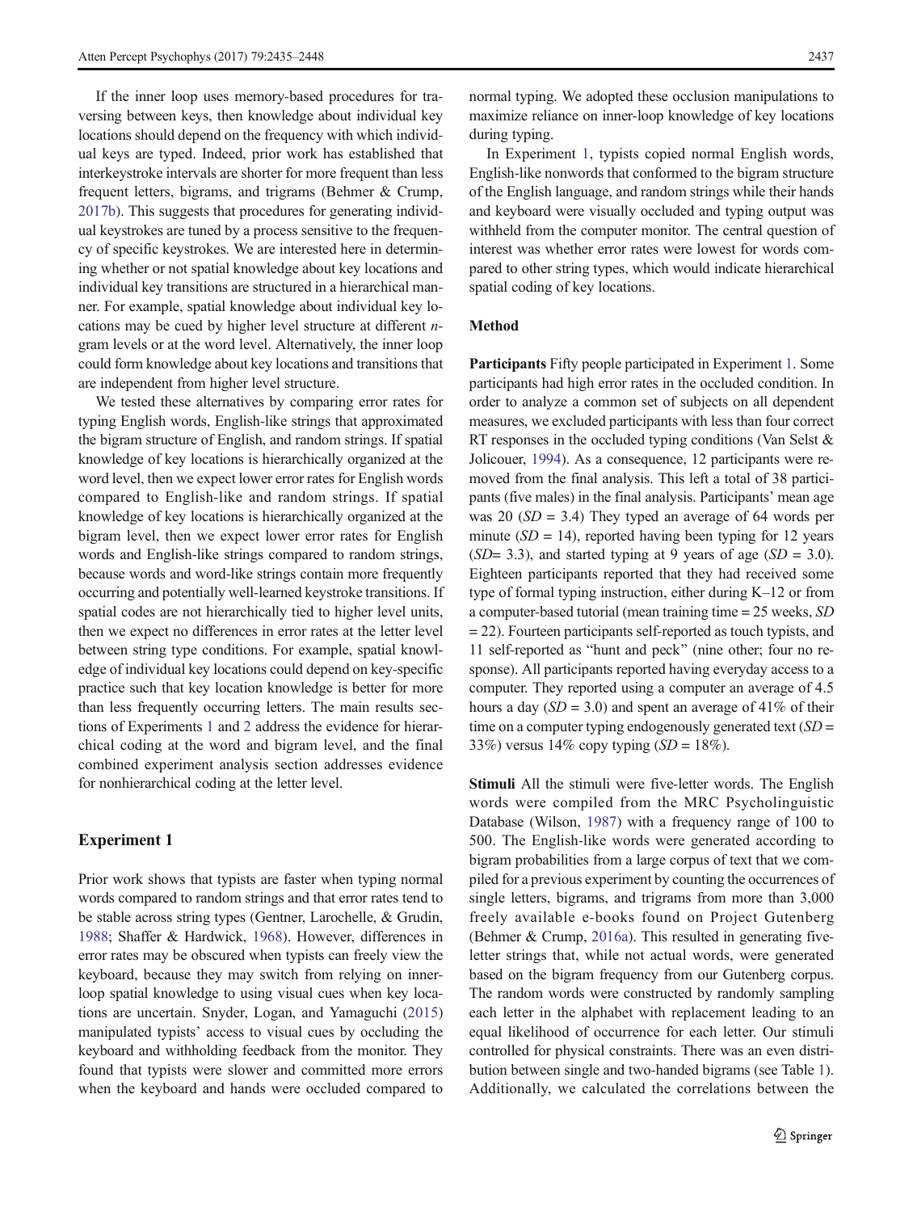If the inner loop uses memory-based procedures for traversing between keys, then knowledge about individual key locations should depend on the frequency with which individual keys are typed. Indeed, prior work has established that interkeystroke intervals are shorter for more frequent than less frequent letters, bigrams, and trigrams (Behmer & Crump, 2017b). This suggests that procedures for generating individual keystrokes are tuned by a process sensitive to the frequency of specific keystrokes. We are interested here in determining whether or not spatial knowledge about key locations and individual key transitions are structured in a hierarchical manner. For example, spatial knowledge about individual key locations may be cued by higher level structure at different *n*-gram levels or at the word level. Alternatively, the inner loop could form knowledge about key locations and transitions that are independent from higher level structure.

We tested these alternatives by comparing error rates for typing English words, English-like strings that approximated the bigram structure of English, and random strings. If spatial knowledge of key locations is hierarchically organized at the word level, then we expect lower error rates for English words compared to English-like and random strings. If spatial knowledge of key locations is hierarchically organized at the bigram level, then we expect lower error rates for English words and English-like strings compared to random strings, because words and word-like strings contain more frequently occurring and potentially well-learned keystroke transitions. If spatial codes are not hierarchically tied to higher level units, then we expect no differences in error rates at the letter level between string type conditions. For example, spatial knowledge of individual key locations could depend on key-specific practice such that key location knowledge is better for more than less frequently occurring letters. The main results sections of Experiments 1 and 2 address the evidence for hierarchical coding at the word and bigram level, and the final combined experiment analysis section addresses evidence for nonhierarchical coding at the letter level.

## Experiment 1

Prior work shows that typists are faster when typing normal words compared to random strings and that error rates tend to be stable across string types (Gentner, Larochelle, & Grudin, 1988; Shaffer & Hardwick, 1968). However, differences in error rates may be observed when typists can freely view the keyboard, because they may switch from relying on inner-loop spatial knowledge to using visual cues when key locations are uncertain. Snyder, Logan, and Yamaguchi (2015) manipulated typists' access to visual cues by occluding the keyboard and withholding feedback from the monitor. They found that typists were slower and committed more errors when the keyboard and hands were occluded compared to normal typing. We adopted these occlusion manipulations to maximize reliance on inner-loop knowledge of key locations during typing.

In Experiment 1, typists copied normal English words, English-like nonwords that conformed to the bigram structure of the English language, and random strings while their hands and keyboard were visually occluded and typing output was withheld from the computer monitor. The central question of interest was whether error rates were lowest for words compared to other string types, which would indicate hierarchical spatial coding of key locations.

### Method

**Participants** Fifty people participated in Experiment 1. Some participants had high error rates in the occluded condition. In order to analyze a common set of subjects on all dependent measures, we excluded participants with less than four correct RT responses in the occluded typing conditions (Van Selst & Jolicouer, 1994). As a consequence, 12 participants were removed from the final analysis. This left a total of 38 participants (five males) in the final analysis. Participants' mean age was 20 ($SD$ = 3.4) They typed an average of 64 words per minute ($SD$ = 14), reported having been typing for 12 years ($SD$= 3.3), and started typing at 9 years of age ($SD$ = 3.0). Eighteen participants reported that they had received some type of formal typing instruction, either during K–12 or from a computer-based tutorial (mean training time = 25 weeks, $SD$ = 22). Fourteen participants self-reported as touch typists, and 11 self-reported as "hunt and peck" (nine other; four no response). All participants reported having everyday access to a computer. They reported using a computer an average of 4.5 hours a day ($SD$ = 3.0) and spent an average of 41% of their time on a computer typing endogenously generated text ($SD$ = 33%) versus 14% copy typing ($SD$ = 18%).

**Stimuli** All the stimuli were five-letter words. The English words were compiled from the MRC Psycholinguistic Database (Wilson, 1987) with a frequency range of 100 to 500. The English-like words were generated according to bigram probabilities from a large corpus of text that we compiled for a previous experiment by counting the occurrences of single letters, bigrams, and trigrams from more than 3,000 freely available e-books found on Project Gutenberg (Behmer & Crump, 2016a). This resulted in generating five-letter strings that, while not actual words, were generated based on the bigram frequency from our Gutenberg corpus. The random words were constructed by randomly sampling each letter in the alphabet with replacement leading to an equal likelihood of occurrence for each letter. Our stimuli controlled for physical constraints. There was an even distribution between single and two-handed bigrams (see Table 1). Additionally, we calculated the correlations between the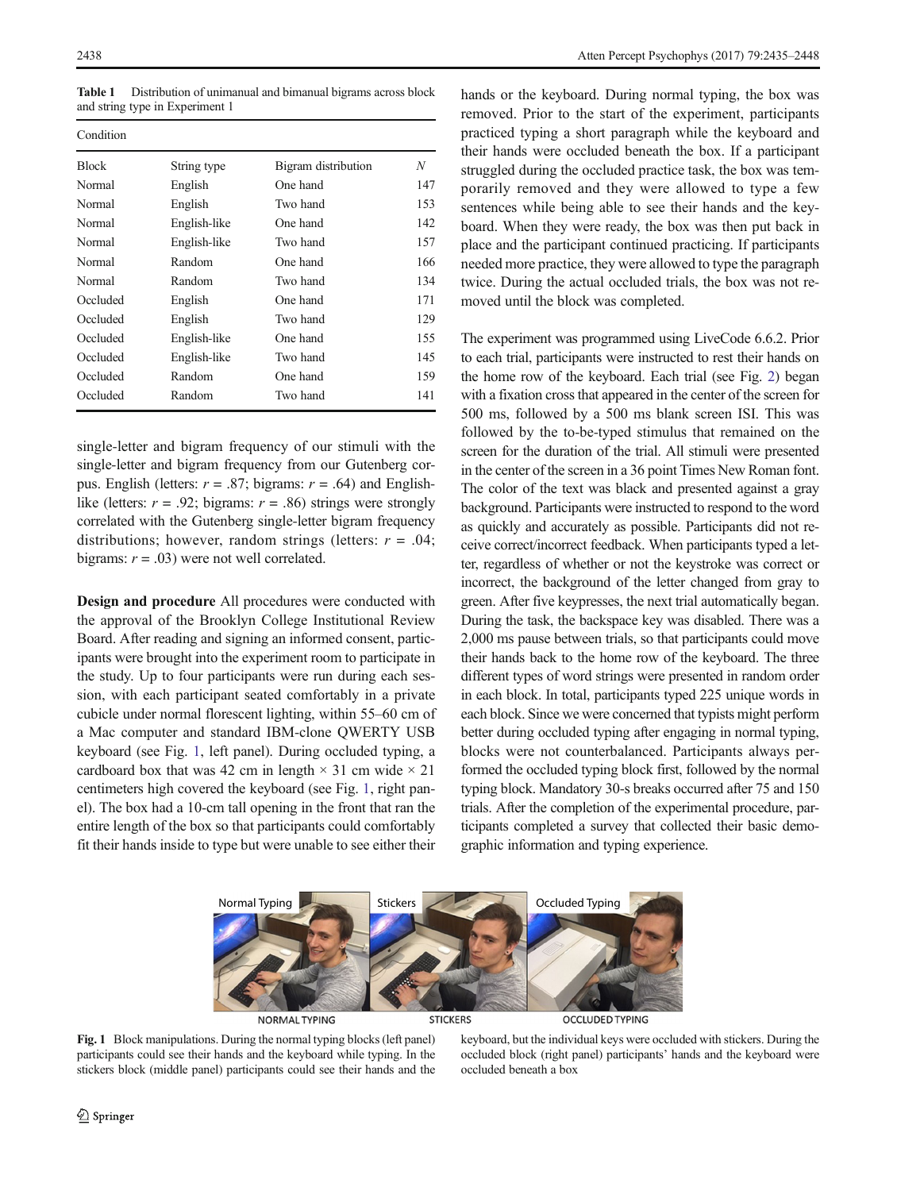**Table 1** Distribution of unimanual and bimanual bigrams across block and string type in Experiment 1

| Condition | | | |
|---|---|---|---|
| Block | String type | Bigram distribution | *N* |
| Normal | English | One hand | 147 |
| Normal | English | Two hand | 153 |
| Normal | English-like | One hand | 142 |
| Normal | English-like | Two hand | 157 |
| Normal | Random | One hand | 166 |
| Normal | Random | Two hand | 134 |
| Occluded | English | One hand | 171 |
| Occluded | English | Two hand | 129 |
| Occluded | English-like | One hand | 155 |
| Occluded | English-like | Two hand | 145 |
| Occluded | Random | One hand | 159 |
| Occluded | Random | Two hand | 141 |

single-letter and bigram frequency of our stimuli with the single-letter and bigram frequency from our Gutenberg corpus. English (letters: $r = .87$; bigrams: $r = .64$) and English-like (letters: $r = .92$; bigrams: $r = .86$) strings were strongly correlated with the Gutenberg single-letter bigram frequency distributions; however, random strings (letters: $r = .04$; bigrams: $r = .03$) were not well correlated.

**Design and procedure** All procedures were conducted with the approval of the Brooklyn College Institutional Review Board. After reading and signing an informed consent, participants were brought into the experiment room to participate in the study. Up to four participants were run during each session, with each participant seated comfortably in a private cubicle under normal florescent lighting, within 55–60 cm of a Mac computer and standard IBM-clone QWERTY USB keyboard (see Fig. 1, left panel). During occluded typing, a cardboard box that was 42 cm in length × 31 cm wide × 21 centimeters high covered the keyboard (see Fig. 1, right panel). The box had a 10-cm tall opening in the front that ran the entire length of the box so that participants could comfortably fit their hands inside to type but were unable to see either their hands or the keyboard. During normal typing, the box was removed. Prior to the start of the experiment, participants practiced typing a short paragraph while the keyboard and their hands were occluded beneath the box. If a participant struggled during the occluded practice task, the box was temporarily removed and they were allowed to type a few sentences while being able to see their hands and the keyboard. When they were ready, the box was then put back in place and the participant continued practicing. If participants needed more practice, they were allowed to type the paragraph twice. During the actual occluded trials, the box was not removed until the block was completed.

The experiment was programmed using LiveCode 6.6.2. Prior to each trial, participants were instructed to rest their hands on the home row of the keyboard. Each trial (see Fig. 2) began with a fixation cross that appeared in the center of the screen for 500 ms, followed by a 500 ms blank screen ISI. This was followed by the to-be-typed stimulus that remained on the screen for the duration of the trial. All stimuli were presented in the center of the screen in a 36 point Times New Roman font. The color of the text was black and presented against a gray background. Participants were instructed to respond to the word as quickly and accurately as possible. Participants did not receive correct/incorrect feedback. When participants typed a letter, regardless of whether or not the keystroke was correct or incorrect, the background of the letter changed from gray to green. After five keypresses, the next trial automatically began. During the task, the backspace key was disabled. There was a 2,000 ms pause between trials, so that participants could move their hands back to the home row of the keyboard. The three different types of word strings were presented in random order in each block. In total, participants typed 225 unique words in each block. Since we were concerned that typists might perform better during occluded typing after engaging in normal typing, blocks were not counterbalanced. Participants always performed the occluded typing block first, followed by the normal typing block. Mandatory 30-s breaks occurred after 75 and 150 trials. After the completion of the experimental procedure, participants completed a survey that collected their basic demographic information and typing experience.

**Fig. 1** Block manipulations. During the normal typing blocks (left panel) participants could see their hands and the keyboard while typing. In the stickers block (middle panel) participants could see their hands and the keyboard, but the individual keys were occluded with stickers. During the occluded block (right panel) participants' hands and the keyboard were occluded beneath a box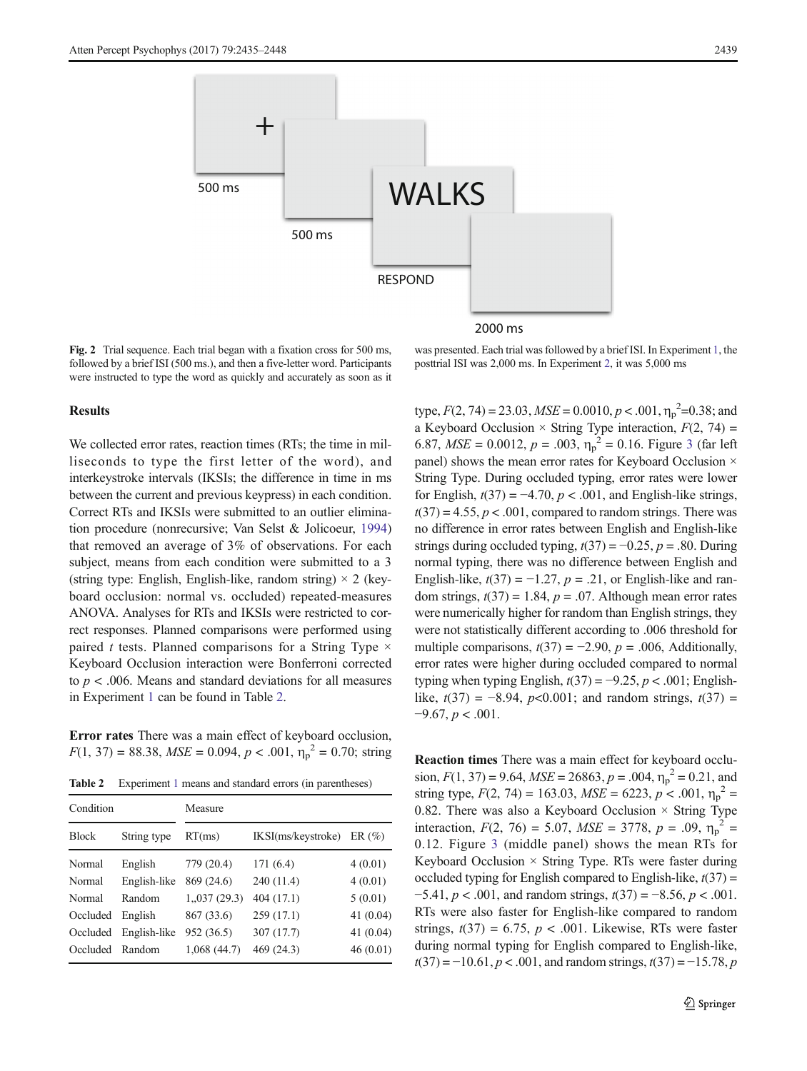Fig. 2 Trial sequence. Each trial began with a fixation cross for 500 ms, followed by a brief ISI (500 ms.), and then a five-letter word. Participants were instructed to type the word as quickly and accurately as soon as it was presented. Each trial was followed by a brief ISI. In Experiment 1, the posttrial ISI was 2,000 ms. In Experiment 2, it was 5,000 ms

### Results

We collected error rates, reaction times (RTs; the time in milliseconds to type the first letter of the word), and interkeystroke intervals (IKSIs; the difference in time in ms between the current and previous keypress) in each condition. Correct RTs and IKSIs were submitted to an outlier elimination procedure (nonrecursive; Van Selst & Jolicoeur, 1994) that removed an average of 3% of observations. For each subject, means from each condition were submitted to a 3 (string type: English, English-like, random string) × 2 (keyboard occlusion: normal vs. occluded) repeated-measures ANOVA. Analyses for RTs and IKSIs were restricted to correct responses. Planned comparisons were performed using paired *t* tests. Planned comparisons for a String Type × Keyboard Occlusion interaction were Bonferroni corrected to $p < .006$. Means and standard deviations for all measures in Experiment 1 can be found in Table 2.

**Error rates** There was a main effect of keyboard occlusion, $F(1, 37) = 88.38$, $MSE = 0.094$, $p < .001$, $\eta_p^2 = 0.70$; string type, $F(2, 74) = 23.03$, $MSE = 0.0010$, $p < .001$, $\eta_p^2 = 0.38$; and a Keyboard Occlusion × String Type interaction, $F(2, 74) = 6.87$, $MSE = 0.0012$, $p = .003$, $\eta_p^2 = 0.16$. Figure 3 (far left panel) shows the mean error rates for Keyboard Occlusion × String Type. During occluded typing, error rates were lower for English, $t(37) = -4.70$, $p < .001$, and English-like strings, $t(37) = 4.55$, $p < .001$, compared to random strings. There was no difference in error rates between English and English-like strings during occluded typing, $t(37) = -0.25$, $p = .80$. During normal typing, there was no difference between English and English-like, $t(37) = -1.27$, $p = .21$, or English-like and random strings, $t(37) = 1.84$, $p = .07$. Although mean error rates were numerically higher for random than English strings, they were not statistically different according to .006 threshold for multiple comparisons, $t(37) = -2.90$, $p = .006$, Additionally, error rates were higher during occluded compared to normal typing when typing English, $t(37) = -9.25$, $p < .001$; English-like, $t(37) = -8.94$, $p<0.001$; and random strings, $t(37) = -9.67$, $p < .001$.

Table 2 Experiment 1 means and standard errors (in parentheses)

| Condition | | Measure | | |
|---|---|---|---|---|
| Block | String type | RT(ms) | IKSI(ms/keystroke) | ER (%) |
| Normal | English | 779 (20.4) | 171 (6.4) | 4 (0.01) |
| Normal | English-like | 869 (24.6) | 240 (11.4) | 4 (0.01) |
| Normal | Random | 1,,037 (29.3) | 404 (17.1) | 5 (0.01) |
| Occluded | English | 867 (33.6) | 259 (17.1) | 41 (0.04) |
| Occluded | English-like | 952 (36.5) | 307 (17.7) | 41 (0.04) |
| Occluded | Random | 1,068 (44.7) | 469 (24.3) | 46 (0.01) |

**Reaction times** There was a main effect for keyboard occlusion, $F(1, 37) = 9.64$, $MSE = 26863$, $p = .004$, $\eta_p^2 = 0.21$, and string type, $F(2, 74) = 163.03$, $MSE = 6223$, $p < .001$, $\eta_p^2 = 0.82$. There was also a Keyboard Occlusion × String Type interaction, $F(2, 76) = 5.07$, $MSE = 3778$, $p = .09$, $\eta_p^2 = 0.12$. Figure 3 (middle panel) shows the mean RTs for Keyboard Occlusion × String Type. RTs were faster during occluded typing for English compared to English-like, $t(37) = -5.41$, $p < .001$, and random strings, $t(37) = -8.56$, $p < .001$. RTs were also faster for English-like compared to random strings, $t(37) = 6.75$, $p < .001$. Likewise, RTs were faster during normal typing for English compared to English-like, $t(37) = -10.61$, $p < .001$, and random strings, $t(37) = -15.78$, *p*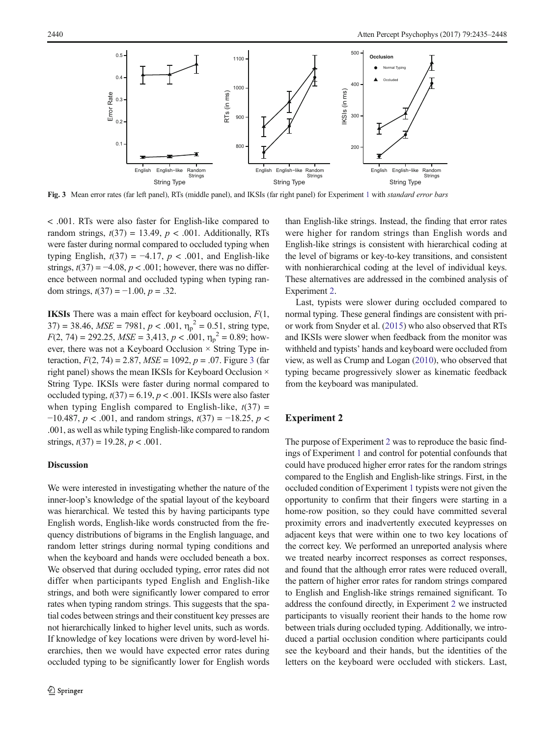Fig. 3 Mean error rates (far left panel), RTs (middle panel), and IKSIs (far right panel) for Experiment 1 with *standard error bars*

< .001. RTs were also faster for English-like compared to random strings, $t(37) = 13.49$, $p < .001$. Additionally, RTs were faster during normal compared to occluded typing when typing English, $t(37) = -4.17$, $p < .001$, and English-like strings, $t(37) = -4.08$, $p < .001$; however, there was no difference between normal and occluded typing when typing random strings, $t(37) = -1.00$, $p = .32$.

**IKSIs** There was a main effect for keyboard occlusion, $F(1, 37) = 38.46$, $MSE = 7981$, $p < .001$, $\eta_p^2 = 0.51$, string type, $F(2, 74) = 292.25$, $MSE = 3{,}413$, $p < .001$, $\eta_p^2 = 0.89$; however, there was not a Keyboard Occlusion × String Type interaction, $F(2, 74) = 2.87$, $MSE = 1092$, $p = .07$. Figure 3 (far right panel) shows the mean IKSIs for Keyboard Occlusion × String Type. IKSIs were faster during normal compared to occluded typing, $t(37) = 6.19$, $p < .001$. IKSIs were also faster when typing English compared to English-like, $t(37) = -10.487$, $p < .001$, and random strings, $t(37) = -18.25$, $p < .001$, as well as while typing English-like compared to random strings, $t(37) = 19.28$, $p < .001$.

### Discussion

We were interested in investigating whether the nature of the inner-loop's knowledge of the spatial layout of the keyboard was hierarchical. We tested this by having participants type English words, English-like words constructed from the frequency distributions of bigrams in the English language, and random letter strings during normal typing conditions and when the keyboard and hands were occluded beneath a box. We observed that during occluded typing, error rates did not differ when participants typed English and English-like strings, and both were significantly lower compared to error rates when typing random strings. This suggests that the spatial codes between strings and their constituent key presses are not hierarchically linked to higher level units, such as words. If knowledge of key locations were driven by word-level hierarchies, then we would have expected error rates during occluded typing to be significantly lower for English words than English-like strings. Instead, the finding that error rates were higher for random strings than English words and English-like strings is consistent with hierarchical coding at the level of bigrams or key-to-key transitions, and consistent with nonhierarchical coding at the level of individual keys. These alternatives are addressed in the combined analysis of Experiment 2.

Last, typists were slower during occluded compared to normal typing. These general findings are consistent with prior work from Snyder et al. (2015) who also observed that RTs and IKSIs were slower when feedback from the monitor was withheld and typists' hands and keyboard were occluded from view, as well as Crump and Logan (2010), who observed that typing became progressively slower as kinematic feedback from the keyboard was manipulated.

## Experiment 2

The purpose of Experiment 2 was to reproduce the basic findings of Experiment 1 and control for potential confounds that could have produced higher error rates for the random strings compared to the English and English-like strings. First, in the occluded condition of Experiment 1 typists were not given the opportunity to confirm that their fingers were starting in a home-row position, so they could have committed several proximity errors and inadvertently executed keypresses on adjacent keys that were within one to two key locations of the correct key. We performed an unreported analysis where we treated nearby incorrect responses as correct responses, and found that the although error rates were reduced overall, the pattern of higher error rates for random strings compared to English and English-like strings remained significant. To address the confound directly, in Experiment 2 we instructed participants to visually reorient their hands to the home row between trials during occluded typing. Additionally, we introduced a partial occlusion condition where participants could see the keyboard and their hands, but the identities of the letters on the keyboard were occluded with stickers. Last,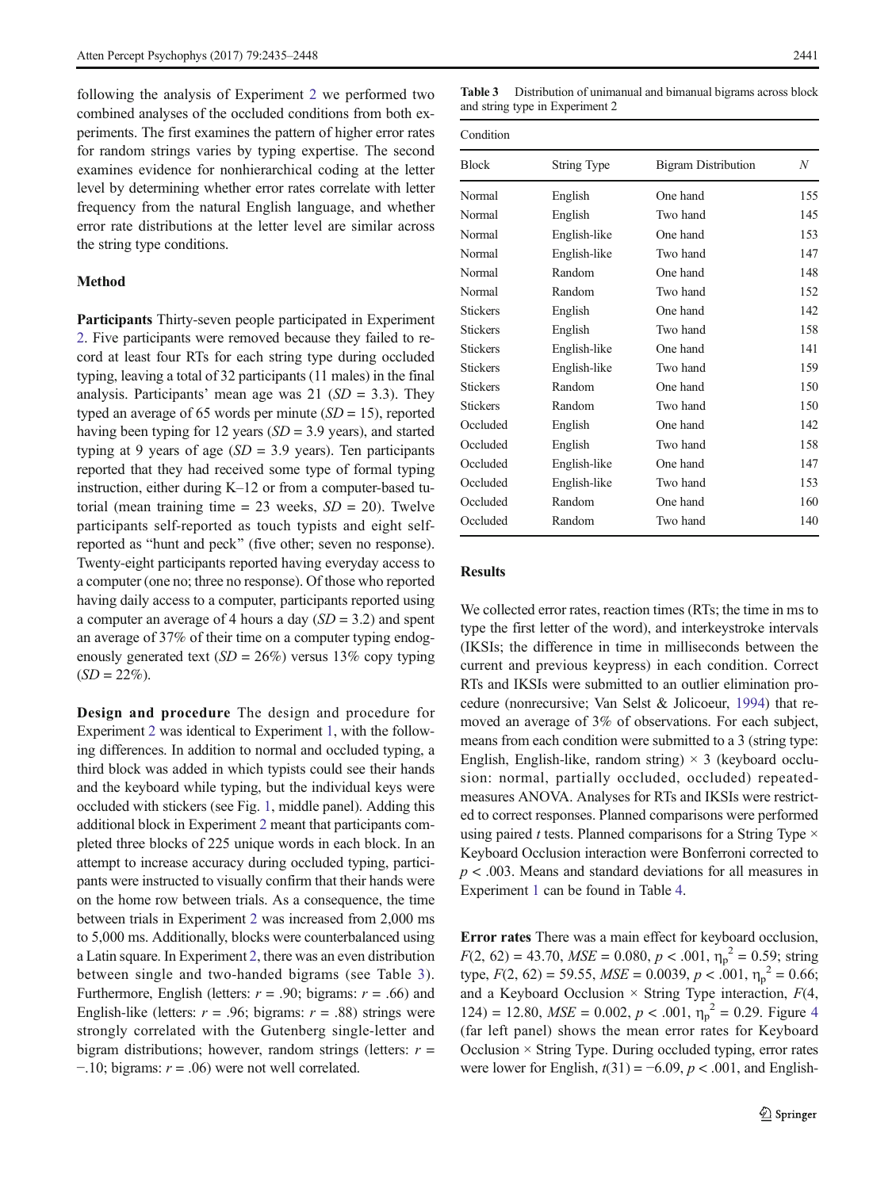following the analysis of Experiment 2 we performed two combined analyses of the occluded conditions from both experiments. The first examines the pattern of higher error rates for random strings varies by typing expertise. The second examines evidence for nonhierarchical coding at the letter level by determining whether error rates correlate with letter frequency from the natural English language, and whether error rate distributions at the letter level are similar across the string type conditions.

### Method

**Participants** Thirty-seven people participated in Experiment 2. Five participants were removed because they failed to record at least four RTs for each string type during occluded typing, leaving a total of 32 participants (11 males) in the final analysis. Participants' mean age was 21 ($SD$ = 3.3). They typed an average of 65 words per minute ($SD$ = 15), reported having been typing for 12 years ($SD$ = 3.9 years), and started typing at 9 years of age ($SD$ = 3.9 years). Ten participants reported that they had received some type of formal typing instruction, either during K–12 or from a computer-based tutorial (mean training time = 23 weeks, $SD$ = 20). Twelve participants self-reported as touch typists and eight self-reported as "hunt and peck" (five other; seven no response). Twenty-eight participants reported having everyday access to a computer (one no; three no response). Of those who reported having daily access to a computer, participants reported using a computer an average of 4 hours a day ($SD$ = 3.2) and spent an average of 37% of their time on a computer typing endogenously generated text ($SD$ = 26%) versus 13% copy typing ($SD$ = 22%).

**Design and procedure** The design and procedure for Experiment 2 was identical to Experiment 1, with the following differences. In addition to normal and occluded typing, a third block was added in which typists could see their hands and the keyboard while typing, but the individual keys were occluded with stickers (see Fig. 1, middle panel). Adding this additional block in Experiment 2 meant that participants completed three blocks of 225 unique words in each block. In an attempt to increase accuracy during occluded typing, participants were instructed to visually confirm that their hands were on the home row between trials. As a consequence, the time between trials in Experiment 2 was increased from 2,000 ms to 5,000 ms. Additionally, blocks were counterbalanced using a Latin square. In Experiment 2, there was an even distribution between single and two-handed bigrams (see Table 3). Furthermore, English (letters: $r$ = .90; bigrams: $r$ = .66) and English-like (letters: $r$ = .96; bigrams: $r$ = .88) strings were strongly correlated with the Gutenberg single-letter and bigram distributions; however, random strings (letters: $r$ = −.10; bigrams: $r$ = .06) were not well correlated.

**Table 3** Distribution of unimanual and bimanual bigrams across block and string type in Experiment 2

| Condition | | | |
|---|---|---|---|
| Block | String Type | Bigram Distribution | $N$ |
| Normal | English | One hand | 155 |
| Normal | English | Two hand | 145 |
| Normal | English-like | One hand | 153 |
| Normal | English-like | Two hand | 147 |
| Normal | Random | One hand | 148 |
| Normal | Random | Two hand | 152 |
| Stickers | English | One hand | 142 |
| Stickers | English | Two hand | 158 |
| Stickers | English-like | One hand | 141 |
| Stickers | English-like | Two hand | 159 |
| Stickers | Random | One hand | 150 |
| Stickers | Random | Two hand | 150 |
| Occluded | English | One hand | 142 |
| Occluded | English | Two hand | 158 |
| Occluded | English-like | One hand | 147 |
| Occluded | English-like | Two hand | 153 |
| Occluded | Random | One hand | 160 |
| Occluded | Random | Two hand | 140 |

### Results

We collected error rates, reaction times (RTs; the time in ms to type the first letter of the word), and interkeystroke intervals (IKSIs; the difference in time in milliseconds between the current and previous keypress) in each condition. Correct RTs and IKSIs were submitted to an outlier elimination procedure (nonrecursive; Van Selst & Jolicoeur, 1994) that removed an average of 3% of observations. For each subject, means from each condition were submitted to a 3 (string type: English, English-like, random string) × 3 (keyboard occlusion: normal, partially occluded, occluded) repeated-measures ANOVA. Analyses for RTs and IKSIs were restricted to correct responses. Planned comparisons were performed using paired $t$ tests. Planned comparisons for a String Type × Keyboard Occlusion interaction were Bonferroni corrected to $p$ < .003. Means and standard deviations for all measures in Experiment 1 can be found in Table 4.

**Error rates** There was a main effect for keyboard occlusion, $F(2, 62) = 43.70$, $MSE = 0.080$, $p < .001$, $\eta_p^2 = 0.59$; string type, $F(2, 62) = 59.55$, $MSE = 0.0039$, $p < .001$, $\eta_p^2 = 0.66$; and a Keyboard Occlusion × String Type interaction, $F(4, 124) = 12.80$, $MSE = 0.002$, $p < .001$, $\eta_p^2 = 0.29$. Figure 4 (far left panel) shows the mean error rates for Keyboard Occlusion × String Type. During occluded typing, error rates were lower for English, $t(31) = -6.09$, $p < .001$, and English-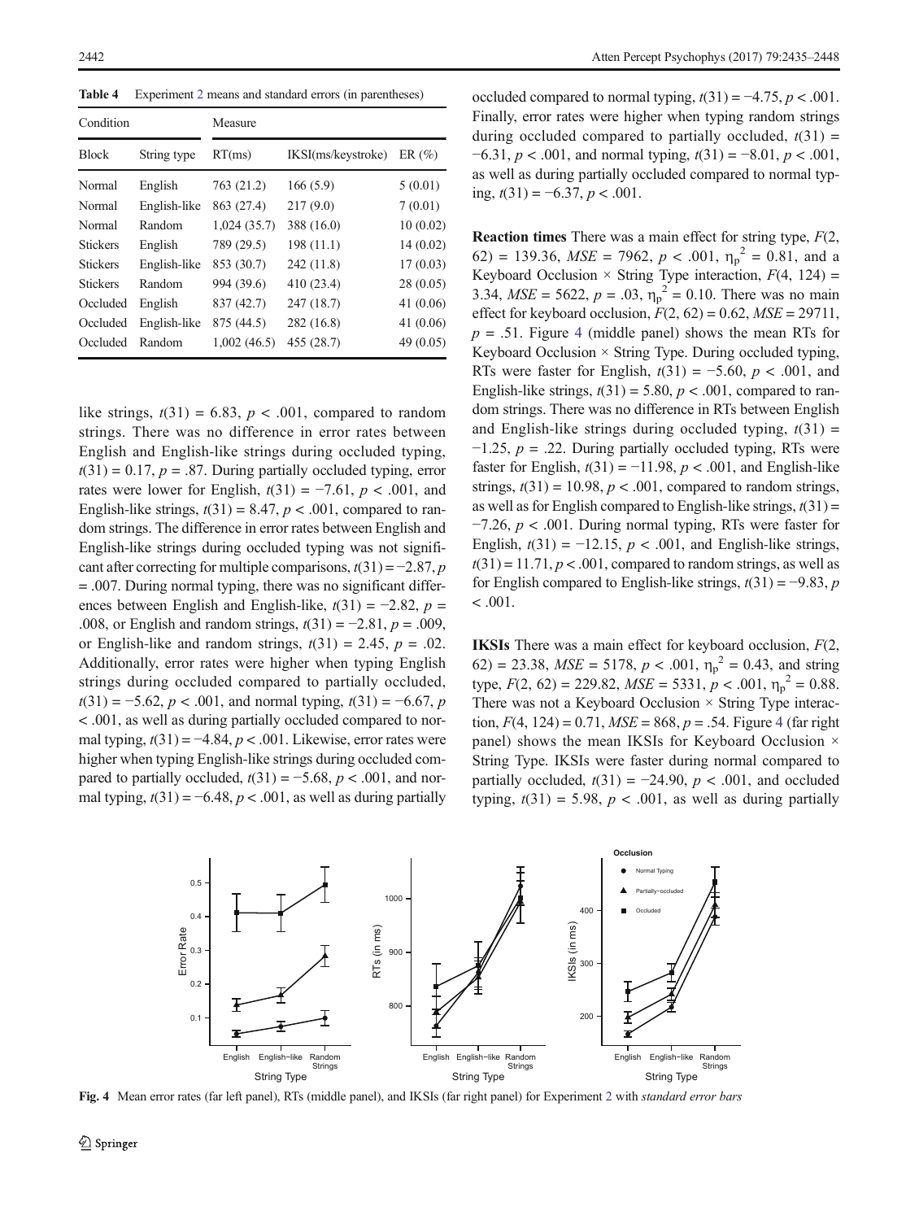**Table 4** Experiment 2 means and standard errors (in parentheses)

| Condition | | Measure | | |
|---|---|---|---|---|
| Block | String type | RT(ms) | IKSI(ms/keystroke) | ER (%) |
| Normal | English | 763 (21.2) | 166 (5.9) | 5 (0.01) |
| Normal | English-like | 863 (27.4) | 217 (9.0) | 7 (0.01) |
| Normal | Random | 1,024 (35.7) | 388 (16.0) | 10 (0.02) |
| Stickers | English | 789 (29.5) | 198 (11.1) | 14 (0.02) |
| Stickers | English-like | 853 (30.7) | 242 (11.8) | 17 (0.03) |
| Stickers | Random | 994 (39.6) | 410 (23.4) | 28 (0.05) |
| Occluded | English | 837 (42.7) | 247 (18.7) | 41 (0.06) |
| Occluded | English-like | 875 (44.5) | 282 (16.8) | 41 (0.06) |
| Occluded | Random | 1,002 (46.5) | 455 (28.7) | 49 (0.05) |

like strings, $t(31) = 6.83$, $p < .001$, compared to random strings. There was no difference in error rates between English and English-like strings during occluded typing, $t(31) = 0.17$, $p = .87$. During partially occluded typing, error rates were lower for English, $t(31) = -7.61$, $p < .001$, and English-like strings, $t(31) = 8.47$, $p < .001$, compared to random strings. The difference in error rates between English and English-like strings during occluded typing was not significant after correcting for multiple comparisons, $t(31) = -2.87$, $p = .007$. During normal typing, there was no significant differences between English and English-like, $t(31) = -2.82$, $p = .008$, or English and random strings, $t(31) = -2.81$, $p = .009$, or English-like and random strings, $t(31) = 2.45$, $p = .02$. Additionally, error rates were higher when typing English strings during occluded compared to partially occluded, $t(31) = -5.62$, $p < .001$, and normal typing, $t(31) = -6.67$, $p < .001$, as well as during partially occluded compared to normal typing, $t(31) = -4.84$, $p < .001$. Likewise, error rates were higher when typing English-like strings during occluded compared to partially occluded, $t(31) = -5.68$, $p < .001$, and normal typing, $t(31) = -6.48$, $p < .001$, as well as during partially occluded compared to normal typing, $t(31) = -4.75$, $p < .001$. Finally, error rates were higher when typing random strings during occluded compared to partially occluded, $t(31) = -6.31$, $p < .001$, and normal typing, $t(31) = -8.01$, $p < .001$, as well as during partially occluded compared to normal typing, $t(31) = -6.37$, $p < .001$.

**Reaction times** There was a main effect for string type, $F(2, 62) = 139.36$, $MSE = 7962$, $p < .001$, $\eta_p^2 = 0.81$, and a Keyboard Occlusion × String Type interaction, $F(4, 124) = 3.34$, $MSE = 5622$, $p = .03$, $\eta_p^2 = 0.10$. There was no main effect for keyboard occlusion, $F(2, 62) = 0.62$, $MSE = 29711$, $p = .51$. Figure 4 (middle panel) shows the mean RTs for Keyboard Occlusion × String Type. During occluded typing, RTs were faster for English, $t(31) = -5.60$, $p < .001$, and English-like strings, $t(31) = 5.80$, $p < .001$, compared to random strings. There was no difference in RTs between English and English-like strings during occluded typing, $t(31) = -1.25$, $p = .22$. During partially occluded typing, RTs were faster for English, $t(31) = -11.98$, $p < .001$, and English-like strings, $t(31) = 10.98$, $p < .001$, compared to random strings, as well as for English compared to English-like strings, $t(31) = -7.26$, $p < .001$. During normal typing, RTs were faster for English, $t(31) = -12.15$, $p < .001$, and English-like strings, $t(31) = 11.71$, $p < .001$, compared to random strings, as well as for English compared to English-like strings, $t(31) = -9.83$, $p < .001$.

**IKSIs** There was a main effect for keyboard occlusion, $F(2, 62) = 23.38$, $MSE = 5178$, $p < .001$, $\eta_p^2 = 0.43$, and string type, $F(2, 62) = 229.82$, $MSE = 5331$, $p < .001$, $\eta_p^2 = 0.88$. There was not a Keyboard Occlusion × String Type interaction, $F(4, 124) = 0.71$, $MSE = 868$, $p = .54$. Figure 4 (far right panel) shows the mean IKSIs for Keyboard Occlusion × String Type. IKSIs were faster during normal compared to partially occluded, $t(31) = -24.90$, $p < .001$, and occluded typing, $t(31) = 5.98$, $p < .001$, as well as during partially

**Fig. 4** Mean error rates (far left panel), RTs (middle panel), and IKSIs (far right panel) for Experiment 2 with *standard error bars*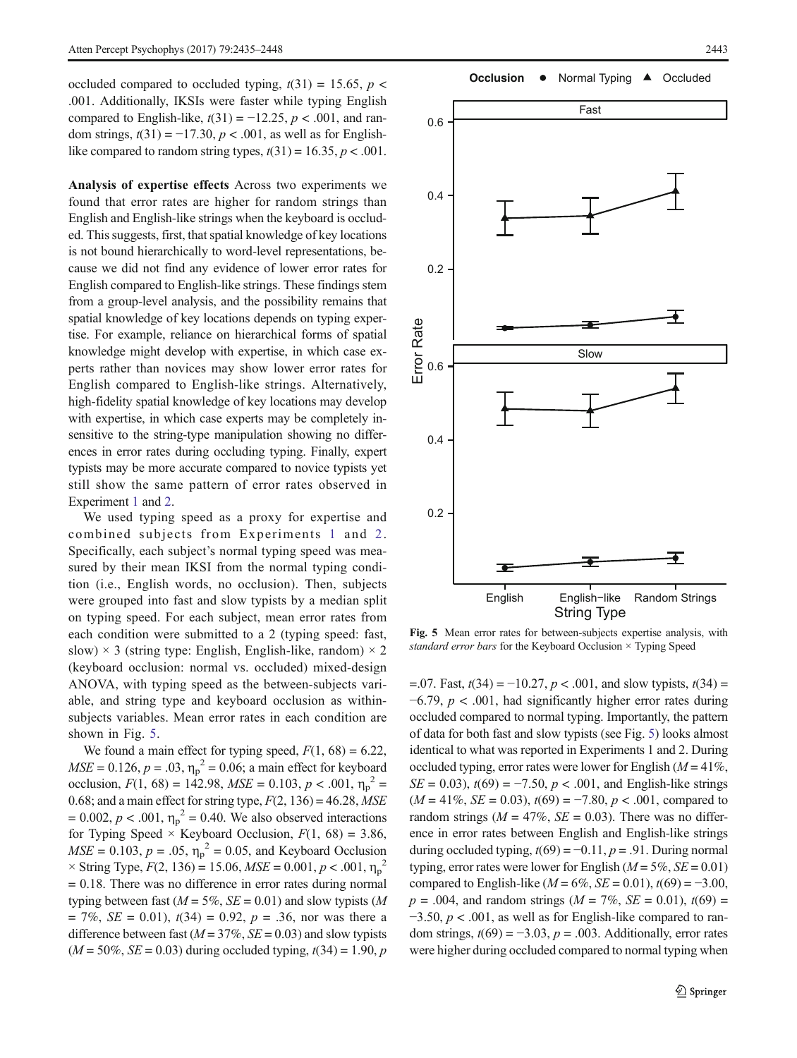occluded compared to occluded typing, $t(31) = 15.65$, $p < .001$. Additionally, IKSIs were faster while typing English compared to English-like, $t(31) = -12.25$, $p < .001$, and random strings, $t(31) = -17.30$, $p < .001$, as well as for English-like compared to random string types, $t(31) = 16.35$, $p < .001$.

**Analysis of expertise effects** Across two experiments we found that error rates are higher for random strings than English and English-like strings when the keyboard is occluded. This suggests, first, that spatial knowledge of key locations is not bound hierarchically to word-level representations, because we did not find any evidence of lower error rates for English compared to English-like strings. These findings stem from a group-level analysis, and the possibility remains that spatial knowledge of key locations depends on typing expertise. For example, reliance on hierarchical forms of spatial knowledge might develop with expertise, in which case experts rather than novices may show lower error rates for English compared to English-like strings. Alternatively, high-fidelity spatial knowledge of key locations may develop with expertise, in which case experts may be completely insensitive to the string-type manipulation showing no differences in error rates during occluding typing. Finally, expert typists may be more accurate compared to novice typists yet still show the same pattern of error rates observed in Experiment 1 and 2.

We used typing speed as a proxy for expertise and combined subjects from Experiments 1 and 2. Specifically, each subject's normal typing speed was measured by their mean IKSI from the normal typing condition (i.e., English words, no occlusion). Then, subjects were grouped into fast and slow typists by a median split on typing speed. For each subject, mean error rates from each condition were submitted to a 2 (typing speed: fast, slow) × 3 (string type: English, English-like, random) × 2 (keyboard occlusion: normal vs. occluded) mixed-design ANOVA, with typing speed as the between-subjects variable, and string type and keyboard occlusion as within-subjects variables. Mean error rates in each condition are shown in Fig. 5.

We found a main effect for typing speed, $F(1, 68) = 6.22$, $MSE = 0.126$, $p = .03$, $\eta_p^2 = 0.06$; a main effect for keyboard occlusion, $F(1, 68) = 142.98$, $MSE = 0.103$, $p < .001$, $\eta_p^2 = 0.68$; and a main effect for string type, $F(2, 136) = 46.28$, $MSE = 0.002$, $p < .001$, $\eta_p^2 = 0.40$. We also observed interactions for Typing Speed × Keyboard Occlusion, $F(1, 68) = 3.86$, $MSE = 0.103$, $p = .05$, $\eta_p^2 = 0.05$, and Keyboard Occlusion × String Type, $F(2, 136) = 15.06$, $MSE = 0.001$, $p < .001$, $\eta_p^2 = 0.18$. There was no difference in error rates during normal typing between fast ($M = 5\%$, $SE = 0.01$) and slow typists ($M = 7\%$, $SE = 0.01$), $t(34) = 0.92$, $p = .36$, nor was there a difference between fast ($M = 37\%$, $SE = 0.03$) and slow typists ($M = 50\%$, $SE = 0.03$) during occluded typing, $t(34) = 1.90$, $p = .07$. Fast, $t(34) = -10.27$, $p < .001$, and slow typists, $t(34) = -6.79$, $p < .001$, had significantly higher error rates during occluded compared to normal typing. Importantly, the pattern of data for both fast and slow typists (see Fig. 5) looks almost identical to what was reported in Experiments 1 and 2. During occluded typing, error rates were lower for English ($M = 41\%$, $SE = 0.03$), $t(69) = -7.50$, $p < .001$, and English-like strings ($M = 41\%$, $SE = 0.03$), $t(69) = -7.80$, $p < .001$, compared to random strings ($M = 47\%$, $SE = 0.03$). There was no difference in error rates between English and English-like strings during occluded typing, $t(69) = -0.11$, $p = .91$. During normal typing, error rates were lower for English ($M = 5\%$, $SE = 0.01$) compared to English-like ($M = 6\%$, $SE = 0.01$), $t(69) = -3.00$, $p = .004$, and random strings ($M = 7\%$, $SE = 0.01$), $t(69) = -3.50$, $p < .001$, as well as for English-like compared to random strings, $t(69) = -3.03$, $p = .003$. Additionally, error rates were higher during occluded compared to normal typing when

**Fig. 5** Mean error rates for between-subjects expertise analysis, with *standard error bars* for the Keyboard Occlusion × Typing Speed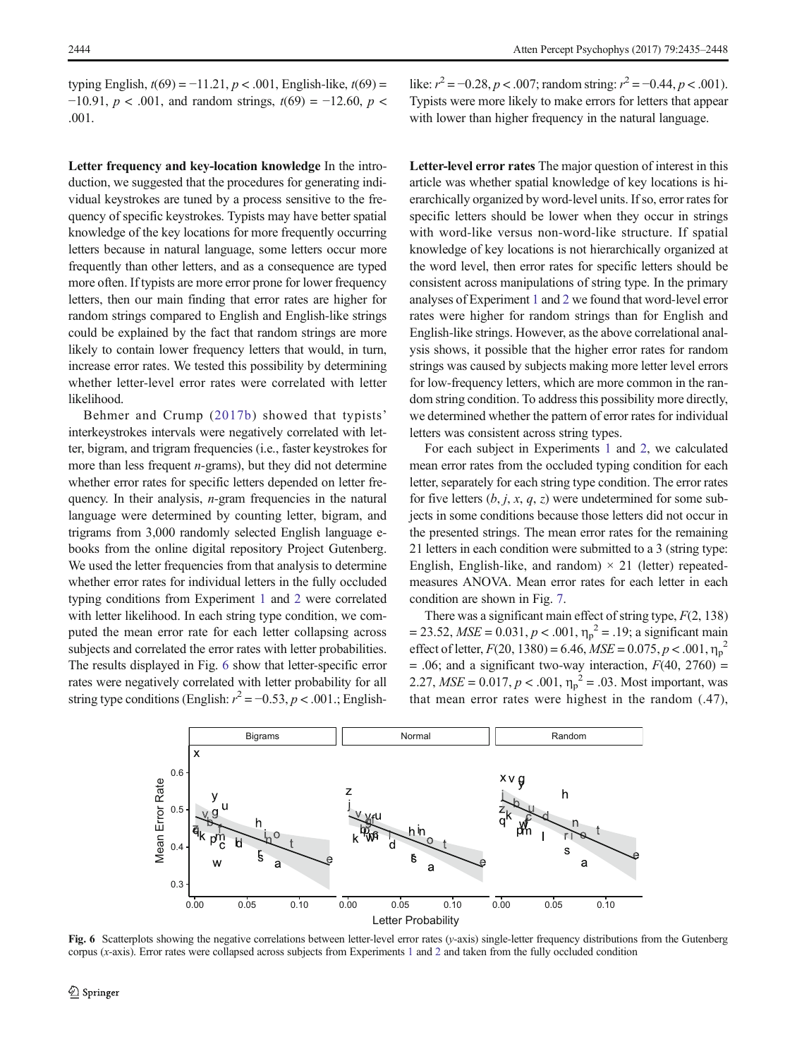typing English, $t(69) = -11.21$, $p < .001$, English-like, $t(69) = -10.91$, $p < .001$, and random strings, $t(69) = -12.60$, $p < .001$.

**Letter frequency and key-location knowledge** In the introduction, we suggested that the procedures for generating individual keystrokes are tuned by a process sensitive to the frequency of specific keystrokes. Typists may have better spatial knowledge of the key locations for more frequently occurring letters because in natural language, some letters occur more frequently than other letters, and as a consequence are typed more often. If typists are more error prone for lower frequency letters, then our main finding that error rates are higher for random strings compared to English and English-like strings could be explained by the fact that random strings are more likely to contain lower frequency letters that would, in turn, increase error rates. We tested this possibility by determining whether letter-level error rates were correlated with letter likelihood.

Behmer and Crump (2017b) showed that typists' interkeystrokes intervals were negatively correlated with letter, bigram, and trigram frequencies (i.e., faster keystrokes for more than less frequent *n*-grams), but they did not determine whether error rates for specific letters depended on letter frequency. In their analysis, *n*-gram frequencies in the natural language were determined by counting letter, bigram, and trigrams from 3,000 randomly selected English language e-books from the online digital repository Project Gutenberg. We used the letter frequencies from that analysis to determine whether error rates for individual letters in the fully occluded typing conditions from Experiment 1 and 2 were correlated with letter likelihood. In each string type condition, we computed the mean error rate for each letter collapsing across subjects and correlated the error rates with letter probabilities. The results displayed in Fig. 6 show that letter-specific error rates were negatively correlated with letter probability for all string type conditions (English: $r^2 = -0.53$, $p < .001$.; English-like: $r^2 = -0.28$, $p < .007$; random string: $r^2 = -0.44$, $p < .001$). Typists were more likely to make errors for letters that appear with lower than higher frequency in the natural language.

**Letter-level error rates** The major question of interest in this article was whether spatial knowledge of key locations is hierarchically organized by word-level units. If so, error rates for specific letters should be lower when they occur in strings with word-like versus non-word-like structure. If spatial knowledge of key locations is not hierarchically organized at the word level, then error rates for specific letters should be consistent across manipulations of string type. In the primary analyses of Experiment 1 and 2 we found that word-level error rates were higher for random strings than for English and English-like strings. However, as the above correlational analysis shows, it possible that the higher error rates for random strings was caused by subjects making more letter level errors for low-frequency letters, which are more common in the random string condition. To address this possibility more directly, we determined whether the pattern of error rates for individual letters was consistent across string types.

For each subject in Experiments 1 and 2, we calculated mean error rates from the occluded typing condition for each letter, separately for each string type condition. The error rates for five letters (*b*, *j*, *x*, *q*, *z*) were undetermined for some subjects in some conditions because those letters did not occur in the presented strings. The mean error rates for the remaining 21 letters in each condition were submitted to a 3 (string type: English, English-like, and random) × 21 (letter) repeated-measures ANOVA. Mean error rates for each letter in each condition are shown in Fig. 7.

There was a significant main effect of string type, $F(2, 138) = 23.52$, $MSE = 0.031$, $p < .001$, $\eta_p^2 = .19$; a significant main effect of letter, $F(20, 1380) = 6.46$, $MSE = 0.075$, $p < .001$, $\eta_p^2 = .06$; and a significant two-way interaction, $F(40, 2760) = 2.27$, $MSE = 0.017$, $p < .001$, $\eta_p^2 = .03$. Most important, was that mean error rates were highest in the random (.47),

**Fig. 6** Scatterplots showing the negative correlations between letter-level error rates (*y*-axis) single-letter frequency distributions from the Gutenberg corpus (*x*-axis). Error rates were collapsed across subjects from Experiments 1 and 2 and taken from the fully occluded condition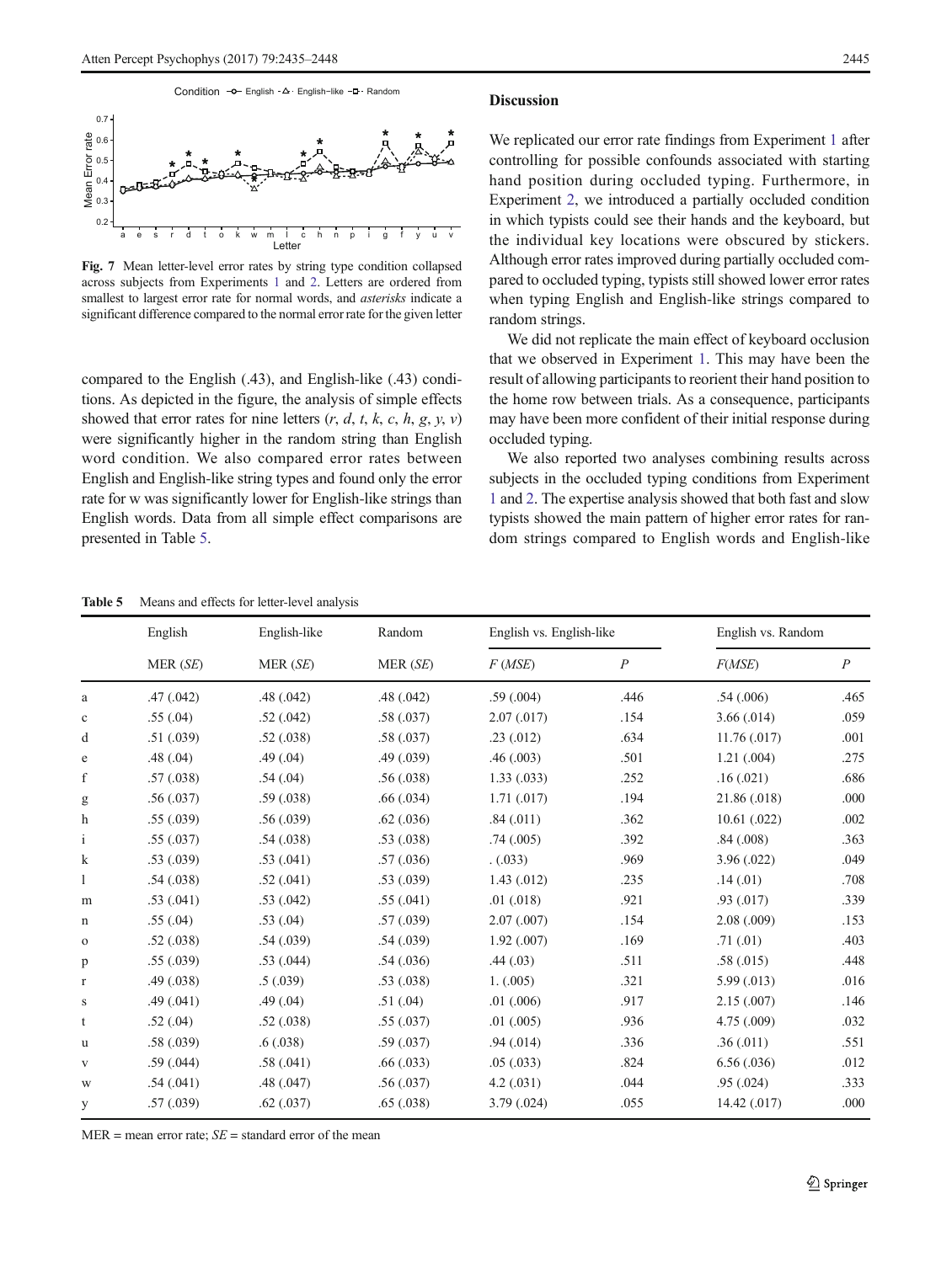Fig. 7 Mean letter-level error rates by string type condition collapsed across subjects from Experiments 1 and 2. Letters are ordered from smallest to largest error rate for normal words, and *asterisks* indicate a significant difference compared to the normal error rate for the given letter

compared to the English (.43), and English-like (.43) conditions. As depicted in the figure, the analysis of simple effects showed that error rates for nine letters (*r*, *d*, *t*, *k*, *c*, *h*, *g*, *y*, *v*) were significantly higher in the random string than English word condition. We also compared error rates between English and English-like string types and found only the error rate for w was significantly lower for English-like strings than English words. Data from all simple effect comparisons are presented in Table 5.

## Discussion

We replicated our error rate findings from Experiment 1 after controlling for possible confounds associated with starting hand position during occluded typing. Furthermore, in Experiment 2, we introduced a partially occluded condition in which typists could see their hands and the keyboard, but the individual key locations were obscured by stickers. Although error rates improved during partially occluded compared to occluded typing, typists still showed lower error rates when typing English and English-like strings compared to random strings.

We did not replicate the main effect of keyboard occlusion that we observed in Experiment 1. This may have been the result of allowing participants to reorient their hand position to the home row between trials. As a consequence, participants may have been more confident of their initial response during occluded typing.

We also reported two analyses combining results across subjects in the occluded typing conditions from Experiment 1 and 2. The expertise analysis showed that both fast and slow typists showed the main pattern of higher error rates for random strings compared to English words and English-like

**Table 5** Means and effects for letter-level analysis

| | English | English-like | Random | English vs. English-like | | English vs. Random | |
|---|---|---|---|---|---|---|---|
| | MER (*SE*) | MER (*SE*) | MER (*SE*) | *F* (*MSE*) | *P* | *F*(*MSE*) | *P* |
| a | .47 (.042) | .48 (.042) | .48 (.042) | .59 (.004) | .446 | .54 (.006) | .465 |
| c | .55 (.04) | .52 (.042) | .58 (.037) | 2.07 (.017) | .154 | 3.66 (.014) | .059 |
| d | .51 (.039) | .52 (.038) | .58 (.037) | .23 (.012) | .634 | 11.76 (.017) | .001 |
| e | .48 (.04) | .49 (.04) | .49 (.039) | .46 (.003) | .501 | 1.21 (.004) | .275 |
| f | .57 (.038) | .54 (.04) | .56 (.038) | 1.33 (.033) | .252 | .16 (.021) | .686 |
| g | .56 (.037) | .59 (.038) | .66 (.034) | 1.71 (.017) | .194 | 21.86 (.018) | .000 |
| h | .55 (.039) | .56 (.039) | .62 (.036) | .84 (.011) | .362 | 10.61 (.022) | .002 |
| i | .55 (.037) | .54 (.038) | .53 (.038) | .74 (.005) | .392 | .84 (.008) | .363 |
| k | .53 (.039) | .53 (.041) | .57 (.036) | . (.033) | .969 | 3.96 (.022) | .049 |
| l | .54 (.038) | .52 (.041) | .53 (.039) | 1.43 (.012) | .235 | .14 (.01) | .708 |
| m | .53 (.041) | .53 (.042) | .55 (.041) | .01 (.018) | .921 | .93 (.017) | .339 |
| n | .55 (.04) | .53 (.04) | .57 (.039) | 2.07 (.007) | .154 | 2.08 (.009) | .153 |
| o | .52 (.038) | .54 (.039) | .54 (.039) | 1.92 (.007) | .169 | .71 (.01) | .403 |
| p | .55 (.039) | .53 (.044) | .54 (.036) | .44 (.03) | .511 | .58 (.015) | .448 |
| r | .49 (.038) | .5 (.039) | .53 (.038) | 1. (.005) | .321 | 5.99 (.013) | .016 |
| s | .49 (.041) | .49 (.04) | .51 (.04) | .01 (.006) | .917 | 2.15 (.007) | .146 |
| t | .52 (.04) | .52 (.038) | .55 (.037) | .01 (.005) | .936 | 4.75 (.009) | .032 |
| u | .58 (.039) | .6 (.038) | .59 (.037) | .94 (.014) | .336 | .36 (.011) | .551 |
| v | .59 (.044) | .58 (.041) | .66 (.033) | .05 (.033) | .824 | 6.56 (.036) | .012 |
| w | .54 (.041) | .48 (.047) | .56 (.037) | 4.2 (.031) | .044 | .95 (.024) | .333 |
| y | .57 (.039) | .62 (.037) | .65 (.038) | 3.79 (.024) | .055 | 14.42 (.017) | .000 |

MER = mean error rate; *SE* = standard error of the mean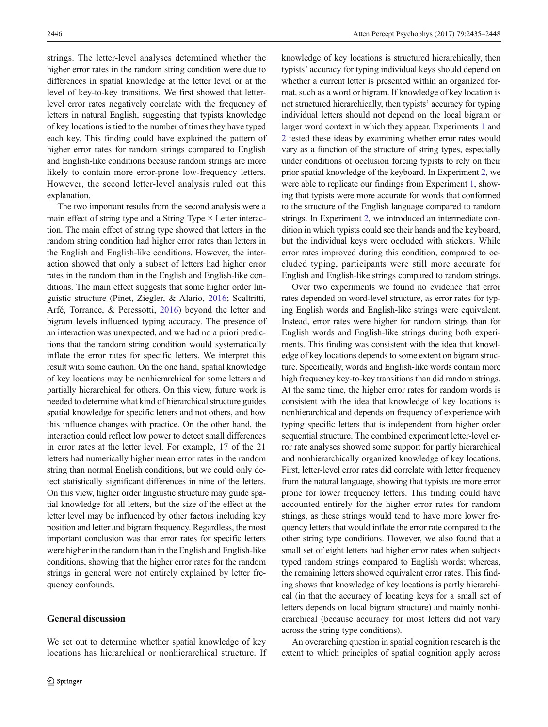strings. The letter-level analyses determined whether the higher error rates in the random string condition were due to differences in spatial knowledge at the letter level or at the level of key-to-key transitions. We first showed that letter-level error rates negatively correlate with the frequency of letters in natural English, suggesting that typists knowledge of key locations is tied to the number of times they have typed each key. This finding could have explained the pattern of higher error rates for random strings compared to English and English-like conditions because random strings are more likely to contain more error-prone low-frequency letters. However, the second letter-level analysis ruled out this explanation.

The two important results from the second analysis were a main effect of string type and a String Type × Letter interaction. The main effect of string type showed that letters in the random string condition had higher error rates than letters in the English and English-like conditions. However, the interaction showed that only a subset of letters had higher error rates in the random than in the English and English-like conditions. The main effect suggests that some higher order linguistic structure (Pinet, Ziegler, & Alario, 2016; Scaltritti, Arfé, Torrance, & Peressotti, 2016) beyond the letter and bigram levels influenced typing accuracy. The presence of an interaction was unexpected, and we had no a priori predictions that the random string condition would systematically inflate the error rates for specific letters. We interpret this result with some caution. On the one hand, spatial knowledge of key locations may be nonhierarchical for some letters and partially hierarchical for others. On this view, future work is needed to determine what kind of hierarchical structure guides spatial knowledge for specific letters and not others, and how this influence changes with practice. On the other hand, the interaction could reflect low power to detect small differences in error rates at the letter level. For example, 17 of the 21 letters had numerically higher mean error rates in the random string than normal English conditions, but we could only detect statistically significant differences in nine of the letters. On this view, higher order linguistic structure may guide spatial knowledge for all letters, but the size of the effect at the letter level may be influenced by other factors including key position and letter and bigram frequency. Regardless, the most important conclusion was that error rates for specific letters were higher in the random than in the English and English-like conditions, showing that the higher error rates for the random strings in general were not entirely explained by letter frequency confounds.

## General discussion

We set out to determine whether spatial knowledge of key locations has hierarchical or nonhierarchical structure. If knowledge of key locations is structured hierarchically, then typists' accuracy for typing individual keys should depend on whether a current letter is presented within an organized format, such as a word or bigram. If knowledge of key location is not structured hierarchically, then typists' accuracy for typing individual letters should not depend on the local bigram or larger word context in which they appear. Experiments 1 and 2 tested these ideas by examining whether error rates would vary as a function of the structure of string types, especially under conditions of occlusion forcing typists to rely on their prior spatial knowledge of the keyboard. In Experiment 2, we were able to replicate our findings from Experiment 1, showing that typists were more accurate for words that conformed to the structure of the English language compared to random strings. In Experiment 2, we introduced an intermediate condition in which typists could see their hands and the keyboard, but the individual keys were occluded with stickers. While error rates improved during this condition, compared to occluded typing, participants were still more accurate for English and English-like strings compared to random strings.

Over two experiments we found no evidence that error rates depended on word-level structure, as error rates for typing English words and English-like strings were equivalent. Instead, error rates were higher for random strings than for English words and English-like strings during both experiments. This finding was consistent with the idea that knowledge of key locations depends to some extent on bigram structure. Specifically, words and English-like words contain more high frequency key-to-key transitions than did random strings. At the same time, the higher error rates for random words is consistent with the idea that knowledge of key locations is nonhierarchical and depends on frequency of experience with typing specific letters that is independent from higher order sequential structure. The combined experiment letter-level error rate analyses showed some support for partly hierarchical and nonhierarchically organized knowledge of key locations. First, letter-level error rates did correlate with letter frequency from the natural language, showing that typists are more error prone for lower frequency letters. This finding could have accounted entirely for the higher error rates for random strings, as these strings would tend to have more lower frequency letters that would inflate the error rate compared to the other string type conditions. However, we also found that a small set of eight letters had higher error rates when subjects typed random strings compared to English words; whereas, the remaining letters showed equivalent error rates. This finding shows that knowledge of key locations is partly hierarchical (in that the accuracy of locating keys for a small set of letters depends on local bigram structure) and mainly nonhierarchical (because accuracy for most letters did not vary across the string type conditions).

An overarching question in spatial cognition research is the extent to which principles of spatial cognition apply across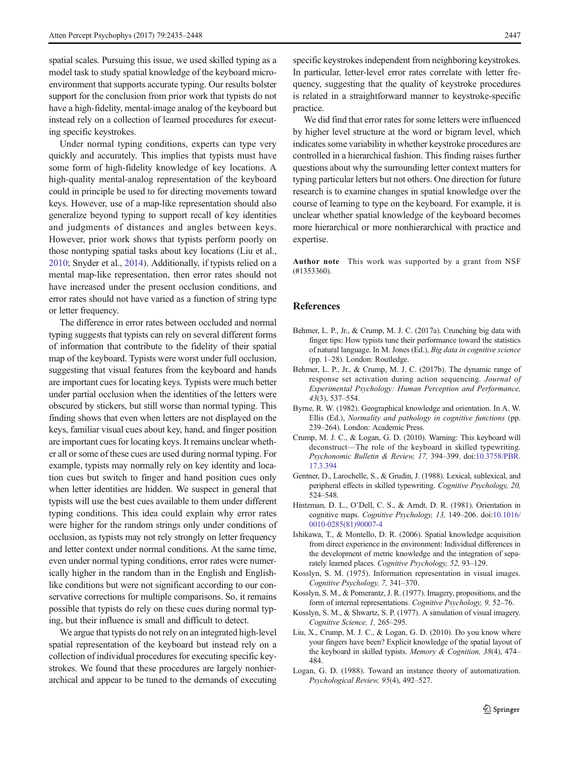spatial scales. Pursuing this issue, we used skilled typing as a model task to study spatial knowledge of the keyboard microenvironment that supports accurate typing. Our results bolster support for the conclusion from prior work that typists do not have a high-fidelity, mental-image analog of the keyboard but instead rely on a collection of learned procedures for executing specific keystrokes.

Under normal typing conditions, experts can type very quickly and accurately. This implies that typists must have some form of high-fidelity knowledge of key locations. A high-quality mental-analog representation of the keyboard could in principle be used to for directing movements toward keys. However, use of a map-like representation should also generalize beyond typing to support recall of key identities and judgments of distances and angles between keys. However, prior work shows that typists perform poorly on those nontyping spatial tasks about key locations (Liu et al., 2010; Snyder et al., 2014). Additionally, if typists relied on a mental map-like representation, then error rates should not have increased under the present occlusion conditions, and error rates should not have varied as a function of string type or letter frequency.

The difference in error rates between occluded and normal typing suggests that typists can rely on several different forms of information that contribute to the fidelity of their spatial map of the keyboard. Typists were worst under full occlusion, suggesting that visual features from the keyboard and hands are important cues for locating keys. Typists were much better under partial occlusion when the identities of the letters were obscured by stickers, but still worse than normal typing. This finding shows that even when letters are not displayed on the keys, familiar visual cues about key, hand, and finger position are important cues for locating keys. It remains unclear whether all or some of these cues are used during normal typing. For example, typists may normally rely on key identity and location cues but switch to finger and hand position cues only when letter identities are hidden. We suspect in general that typists will use the best cues available to them under different typing conditions. This idea could explain why error rates were higher for the random strings only under conditions of occlusion, as typists may not rely strongly on letter frequency and letter context under normal conditions. At the same time, even under normal typing conditions, error rates were numerically higher in the random than in the English and English-like conditions but were not significant according to our conservative corrections for multiple comparisons. So, it remains possible that typists do rely on these cues during normal typing, but their influence is small and difficult to detect.

We argue that typists do not rely on an integrated high-level spatial representation of the keyboard but instead rely on a collection of individual procedures for executing specific keystrokes. We found that these procedures are largely nonhierarchical and appear to be tuned to the demands of executing specific keystrokes independent from neighboring keystrokes. In particular, letter-level error rates correlate with letter frequency, suggesting that the quality of keystroke procedures is related in a straightforward manner to keystroke-specific practice.

We did find that error rates for some letters were influenced by higher level structure at the word or bigram level, which indicates some variability in whether keystroke procedures are controlled in a hierarchical fashion. This finding raises further questions about why the surrounding letter context matters for typing particular letters but not others. One direction for future research is to examine changes in spatial knowledge over the course of learning to type on the keyboard. For example, it is unclear whether spatial knowledge of the keyboard becomes more hierarchical or more nonhierarchical with practice and expertise.

**Author note** This work was supported by a grant from NSF (#1353360).

## References

Behmer, L. P., Jr., & Crump, M. J. C. (2017a). Crunching big data with finger tips: How typists tune their performance toward the statistics of natural language. In M. Jones (Ed.), *Big data in cognitive science* (pp. 1–28). London: Routledge.

Behmer, L. P., Jr., & Crump, M. J. C. (2017b). The dynamic range of response set activation during action sequencing. *Journal of Experimental Psychology: Human Perception and Performance, 43*(3), 537–554.

Byrne, R. W. (1982). Geographical knowledge and orientation. In A. W. Ellis (Ed.), *Normality and pathology in cognitive functions* (pp. 239–264). London: Academic Press.

Crump, M. J. C., & Logan, G. D. (2010). Warning: This keyboard will deconstruct—The role of the keyboard in skilled typewriting. *Psychonomic Bulletin & Review, 17,* 394–399. doi:10.3758/PBR.17.3.394

Gentner, D., Larochelle, S., & Grudin, J. (1988). Lexical, sublexical, and peripheral effects in skilled typewriting. *Cognitive Psychology, 20,* 524–548.

Hintzman, D. L., O'Dell, C. S., & Arndt, D. R. (1981). Orientation in cognitive maps. *Cognitive Psychology, 13,* 149–206. doi:10.1016/0010-0285(81)90007-4

Ishikawa, T., & Montello, D. R. (2006). Spatial knowledge acquisition from direct experience in the environment: Individual differences in the development of metric knowledge and the integration of separately learned places. *Cognitive Psychology, 52,* 93–129.

Kosslyn, S. M. (1975). Information representation in visual images. *Cognitive Psychology, 7,* 341–370.

Kosslyn, S. M., & Pomerantz, J. R. (1977). Imagery, propositions, and the form of internal representations. *Cognitive Psychology, 9,* 52–76.

Kosslyn, S. M., & Shwartz, S. P. (1977). A simulation of visual imagery. *Cognitive Science, 1,* 265–295.

Liu, X., Crump, M. J. C., & Logan, G. D. (2010). Do you know where your fingers have been? Explicit knowledge of the spatial layout of the keyboard in skilled typists. *Memory & Cognition, 38*(4), 474–484.

Logan, G. D. (1988). Toward an instance theory of automatization. *Psychological Review, 95*(4), 492–527.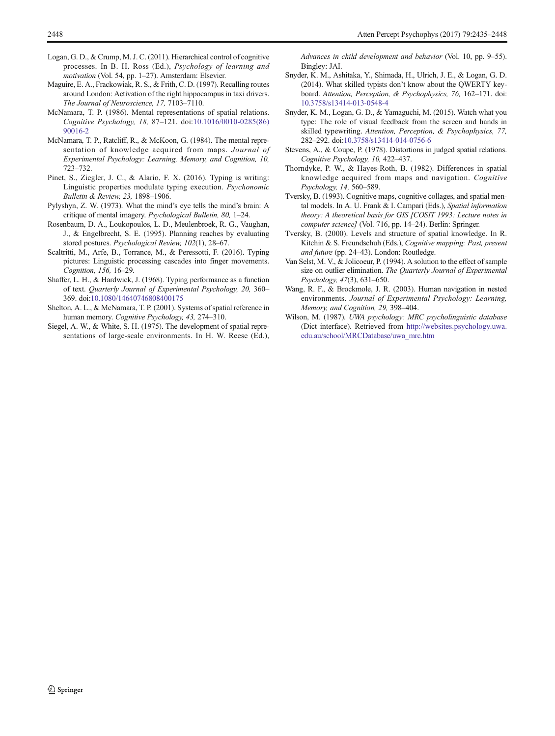Logan, G. D., & Crump, M. J. C. (2011). Hierarchical control of cognitive processes. In B. H. Ross (Ed.), *Psychology of learning and motivation* (Vol. 54, pp. 1–27). Amsterdam: Elsevier.

Maguire, E. A., Frackowiak, R. S., & Frith, C. D. (1997). Recalling routes around London: Activation of the right hippocampus in taxi drivers. *The Journal of Neuroscience, 17,* 7103–7110.

McNamara, T. P. (1986). Mental representations of spatial relations. *Cognitive Psychology, 18,* 87–121. doi:10.1016/0010-0285(86)90016-2

McNamara, T. P., Ratcliff, R., & McKoon, G. (1984). The mental representation of knowledge acquired from maps. *Journal of Experimental Psychology: Learning, Memory, and Cognition, 10,* 723–732.

Pinet, S., Ziegler, J. C., & Alario, F. X. (2016). Typing is writing: Linguistic properties modulate typing execution. *Psychonomic Bulletin & Review, 23,* 1898–1906.

Pylyshyn, Z. W. (1973). What the mind's eye tells the mind's brain: A critique of mental imagery. *Psychological Bulletin, 80,* 1–24.

Rosenbaum, D. A., Loukopoulos, L. D., Meulenbroek, R. G., Vaughan, J., & Engelbrecht, S. E. (1995). Planning reaches by evaluating stored postures. *Psychological Review, 102*(1), 28–67.

Scaltritti, M., Arfe, B., Torrance, M., & Peressotti, F. (2016). Typing pictures: Linguistic processing cascades into finger movements. *Cognition, 156,* 16–29.

Shaffer, L. H., & Hardwick, J. (1968). Typing performance as a function of text. *Quarterly Journal of Experimental Psychology, 20,* 360–369. doi:10.1080/14640746808400175

Shelton, A. L., & McNamara, T. P. (2001). Systems of spatial reference in human memory. *Cognitive Psychology, 43,* 274–310.

Siegel, A. W., & White, S. H. (1975). The development of spatial representations of large-scale environments. In H. W. Reese (Ed.), *Advances in child development and behavior* (Vol. 10, pp. 9–55). Bingley: JAI.

Snyder, K. M., Ashitaka, Y., Shimada, H., Ulrich, J. E., & Logan, G. D. (2014). What skilled typists don't know about the QWERTY keyboard. *Attention, Perception, & Psychophysics, 76,* 162–171. doi:10.3758/s13414-013-0548-4

Snyder, K. M., Logan, G. D., & Yamaguchi, M. (2015). Watch what you type: The role of visual feedback from the screen and hands in skilled typewriting. *Attention, Perception, & Psychophysics, 77,* 282–292. doi:10.3758/s13414-014-0756-6

Stevens, A., & Coupe, P. (1978). Distortions in judged spatial relations. *Cognitive Psychology, 10,* 422–437.

Thorndyke, P. W., & Hayes-Roth, B. (1982). Differences in spatial knowledge acquired from maps and navigation. *Cognitive Psychology, 14,* 560–589.

Tversky, B. (1993). Cognitive maps, cognitive collages, and spatial mental models. In A. U. Frank & I. Campari (Eds.), *Spatial information theory: A theoretical basis for GIS [COSIT 1993: Lecture notes in computer science]* (Vol. 716, pp. 14–24). Berlin: Springer.

Tversky, B. (2000). Levels and structure of spatial knowledge. In R. Kitchin & S. Freundschuh (Eds.), *Cognitive mapping: Past, present and future* (pp. 24–43). London: Routledge.

Van Selst, M. V., & Jolicoeur, P. (1994). A solution to the effect of sample size on outlier elimination. *The Quarterly Journal of Experimental Psychology, 47*(3), 631–650.

Wang, R. F., & Brockmole, J. R. (2003). Human navigation in nested environments. *Journal of Experimental Psychology: Learning, Memory, and Cognition, 29,* 398–404.

Wilson, M. (1987). *UWA psychology: MRC psycholinguistic database* (Dict interface). Retrieved from http://websites.psychology.uwa.edu.au/school/MRCDatabase/uwa_mrc.htm